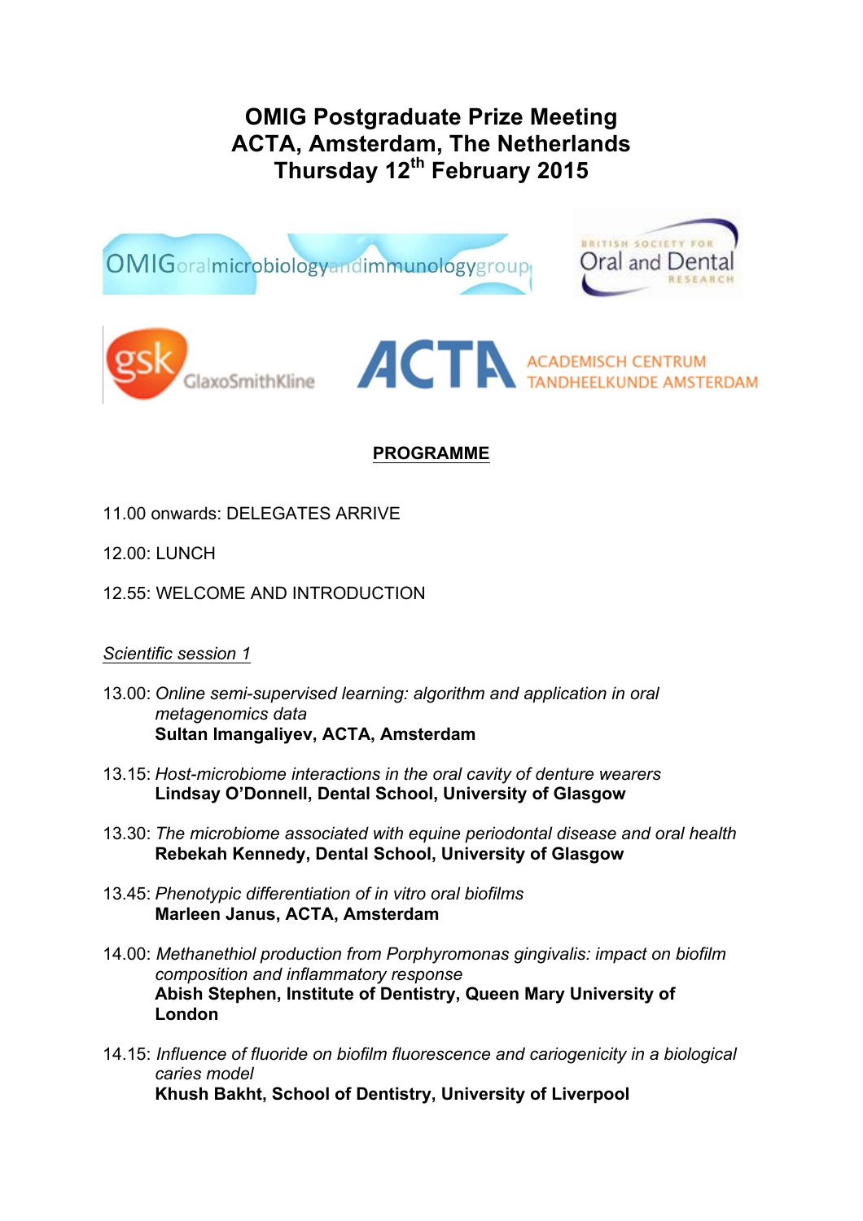# OMIG Postgraduate Prize Meeting
# ACTA, Amsterdam, The Netherlands
# Thursday 12th February 2015

**PROGRAMME**

11.00 onwards: DELEGATES ARRIVE

12.00: LUNCH

12.55: WELCOME AND INTRODUCTION

*Scientific session 1*

13.00: *Online semi-supervised learning: algorithm and application in oral metagenomics data*
**Sultan Imangaliyev, ACTA, Amsterdam**

13.15: *Host-microbiome interactions in the oral cavity of denture wearers*
**Lindsay O'Donnell, Dental School, University of Glasgow**

13.30: *The microbiome associated with equine periodontal disease and oral health*
**Rebekah Kennedy, Dental School, University of Glasgow**

13.45: *Phenotypic differentiation of in vitro oral biofilms*
**Marleen Janus, ACTA, Amsterdam**

14.00: *Methanethiol production from Porphyromonas gingivalis: impact on biofilm composition and inflammatory response*
**Abish Stephen, Institute of Dentistry, Queen Mary University of London**

14.15: *Influence of fluoride on biofilm fluorescence and cariogenicity in a biological caries model*
**Khush Bakht, School of Dentistry, University of Liverpool**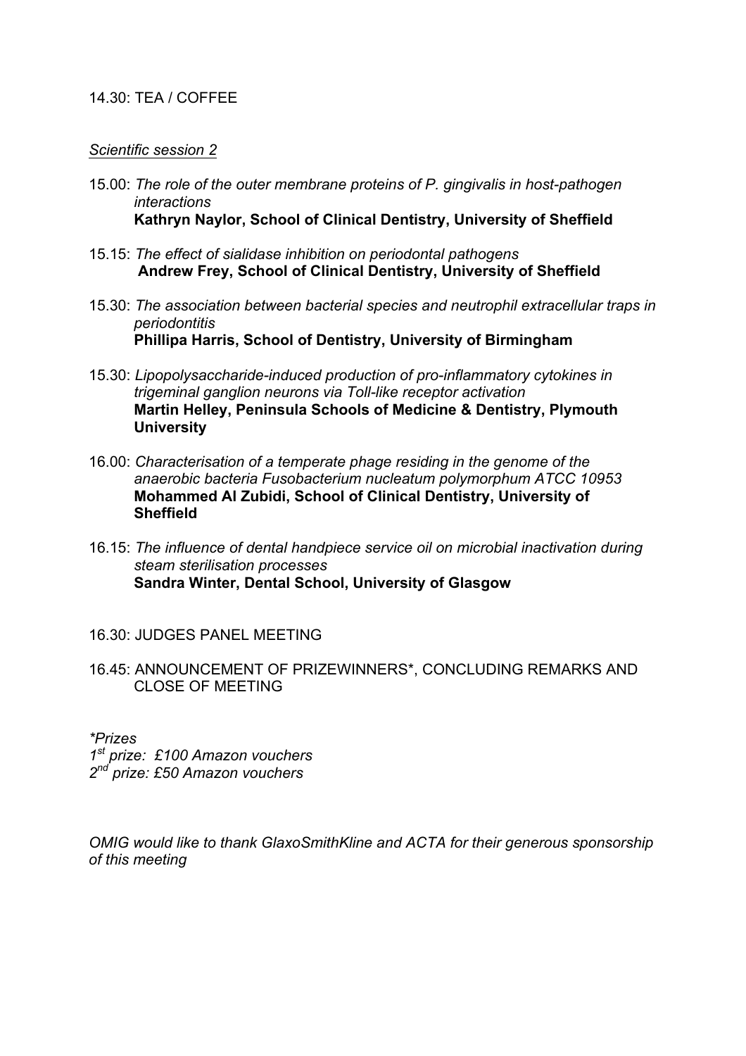14.30: TEA / COFFEE

*Scientific session 2*

15.00: *The role of the outer membrane proteins of P. gingivalis in host-pathogen interactions*
**Kathryn Naylor, School of Clinical Dentistry, University of Sheffield**

15.15: *The effect of sialidase inhibition on periodontal pathogens*
**Andrew Frey, School of Clinical Dentistry, University of Sheffield**

15.30: *The association between bacterial species and neutrophil extracellular traps in periodontitis*
**Phillipa Harris, School of Dentistry, University of Birmingham**

15.30: *Lipopolysaccharide-induced production of pro-inflammatory cytokines in trigeminal ganglion neurons via Toll-like receptor activation*
**Martin Helley, Peninsula Schools of Medicine & Dentistry, Plymouth University**

16.00: *Characterisation of a temperate phage residing in the genome of the anaerobic bacteria Fusobacterium nucleatum polymorphum ATCC 10953*
**Mohammed Al Zubidi, School of Clinical Dentistry, University of Sheffield**

16.15: *The influence of dental handpiece service oil on microbial inactivation during steam sterilisation processes*
**Sandra Winter, Dental School, University of Glasgow**

16.30: JUDGES PANEL MEETING

16.45: ANNOUNCEMENT OF PRIZEWINNERS*, CONCLUDING REMARKS AND CLOSE OF MEETING

*\*Prizes*
*1st prize: £100 Amazon vouchers*
*2nd prize: £50 Amazon vouchers*

*OMIG would like to thank GlaxoSmithKline and ACTA for their generous sponsorship of this meeting*